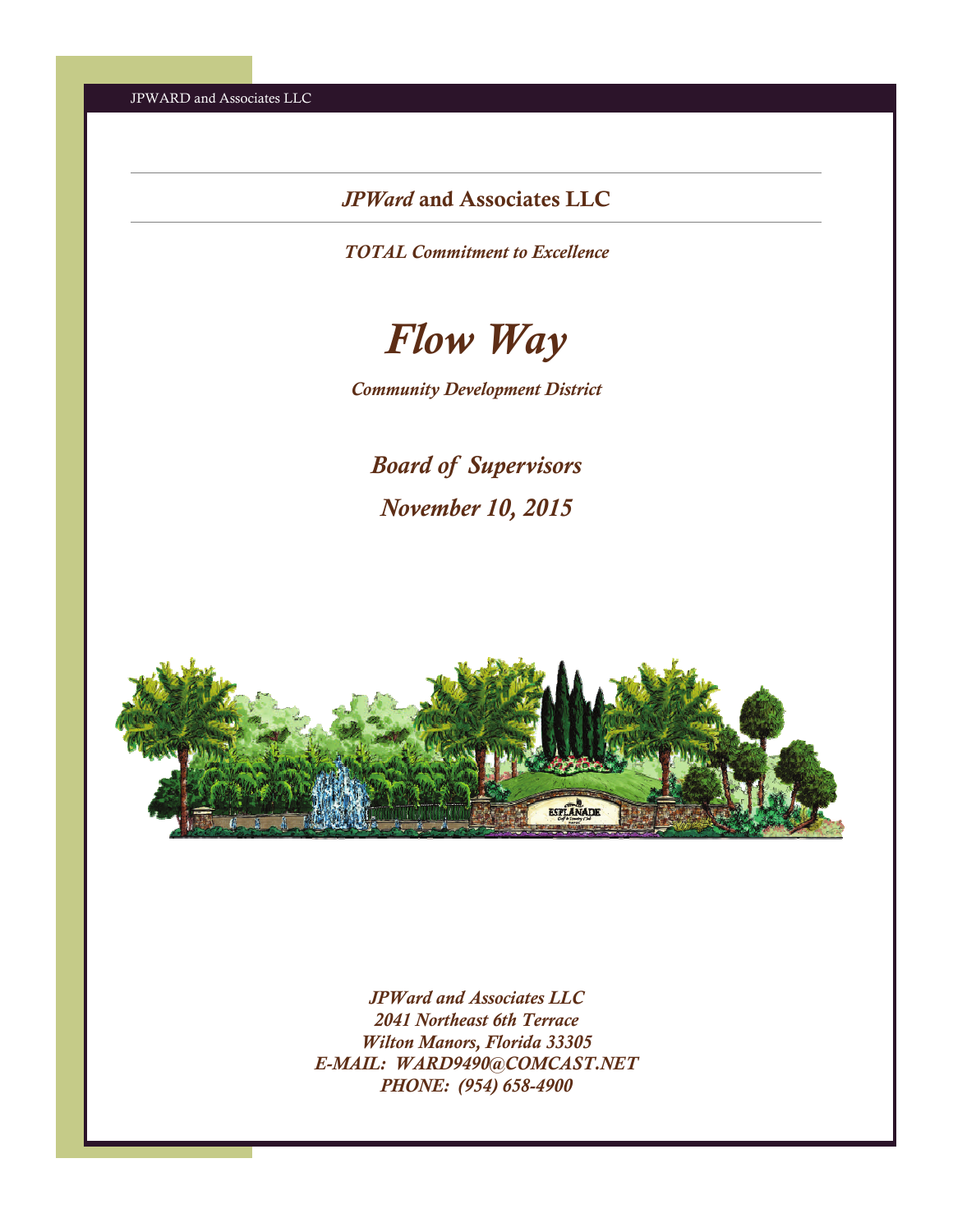## *JPWard* and Associates LLC

***TOTAL Commitment to Excellence***

# *Flow Way*

***Community Development District***

## *Board of Supervisors*

## *November 10, 2015*

***JPWard and Associates LLC***
***2041 Northeast 6th Terrace***
***Wilton Manors, Florida 33305***
***E-MAIL: WARD9490@COMCAST.NET***
***PHONE: (954) 658-4900***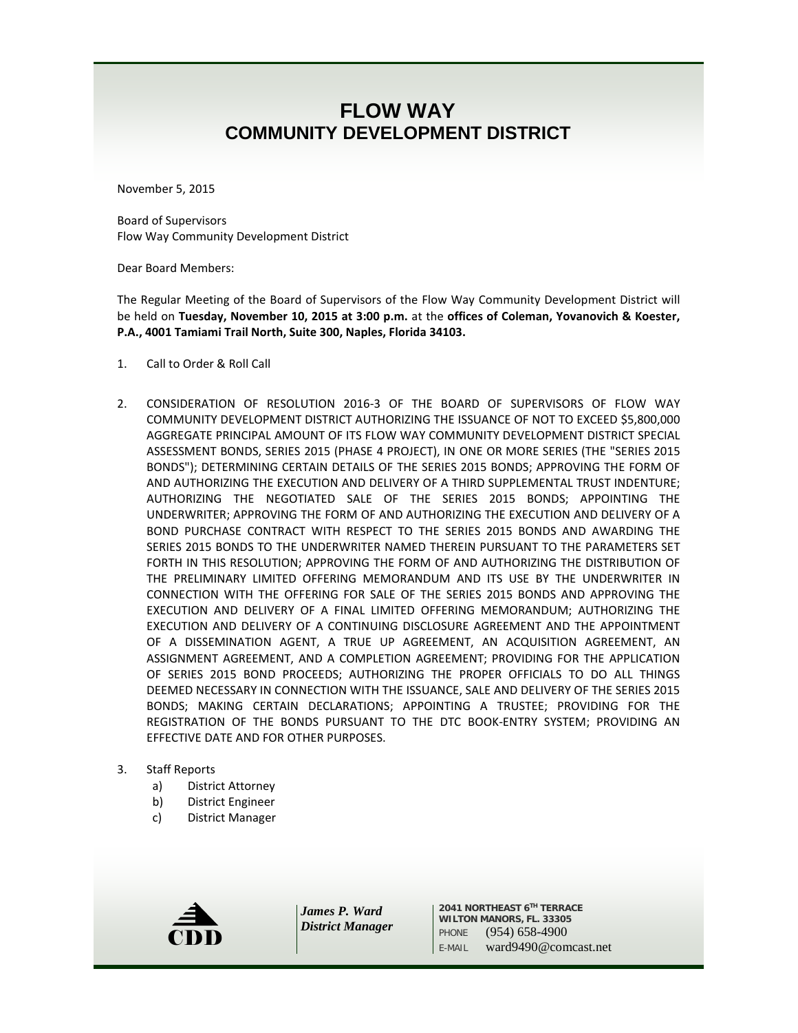# FLOW WAY
## COMMUNITY DEVELOPMENT DISTRICT

November 5, 2015

Board of Supervisors
Flow Way Community Development District

Dear Board Members:

The Regular Meeting of the Board of Supervisors of the Flow Way Community Development District will be held on **Tuesday, November 10, 2015 at 3:00 p.m.** at the **offices of Coleman, Yovanovich & Koester, P.A., 4001 Tamiami Trail North, Suite 300, Naples, Florida 34103.**

1. Call to Order & Roll Call

2. CONSIDERATION OF RESOLUTION 2016-3 OF THE BOARD OF SUPERVISORS OF FLOW WAY COMMUNITY DEVELOPMENT DISTRICT AUTHORIZING THE ISSUANCE OF NOT TO EXCEED $5,800,000 AGGREGATE PRINCIPAL AMOUNT OF ITS FLOW WAY COMMUNITY DEVELOPMENT DISTRICT SPECIAL ASSESSMENT BONDS, SERIES 2015 (PHASE 4 PROJECT), IN ONE OR MORE SERIES (THE "SERIES 2015 BONDS"); DETERMINING CERTAIN DETAILS OF THE SERIES 2015 BONDS; APPROVING THE FORM OF AND AUTHORIZING THE EXECUTION AND DELIVERY OF A THIRD SUPPLEMENTAL TRUST INDENTURE; AUTHORIZING THE NEGOTIATED SALE OF THE SERIES 2015 BONDS; APPOINTING THE UNDERWRITER; APPROVING THE FORM OF AND AUTHORIZING THE EXECUTION AND DELIVERY OF A BOND PURCHASE CONTRACT WITH RESPECT TO THE SERIES 2015 BONDS AND AWARDING THE SERIES 2015 BONDS TO THE UNDERWRITER NAMED THEREIN PURSUANT TO THE PARAMETERS SET FORTH IN THIS RESOLUTION; APPROVING THE FORM OF AND AUTHORIZING THE DISTRIBUTION OF THE PRELIMINARY LIMITED OFFERING MEMORANDUM AND ITS USE BY THE UNDERWRITER IN CONNECTION WITH THE OFFERING FOR SALE OF THE SERIES 2015 BONDS AND APPROVING THE EXECUTION AND DELIVERY OF A FINAL LIMITED OFFERING MEMORANDUM; AUTHORIZING THE EXECUTION AND DELIVERY OF A CONTINUING DISCLOSURE AGREEMENT AND THE APPOINTMENT OF A DISSEMINATION AGENT, A TRUE UP AGREEMENT, AN ACQUISITION AGREEMENT, AN ASSIGNMENT AGREEMENT, AND A COMPLETION AGREEMENT; PROVIDING FOR THE APPLICATION OF SERIES 2015 BOND PROCEEDS; AUTHORIZING THE PROPER OFFICIALS TO DO ALL THINGS DEEMED NECESSARY IN CONNECTION WITH THE ISSUANCE, SALE AND DELIVERY OF THE SERIES 2015 BONDS; MAKING CERTAIN DECLARATIONS; APPOINTING A TRUSTEE; PROVIDING FOR THE REGISTRATION OF THE BONDS PURSUANT TO THE DTC BOOK-ENTRY SYSTEM; PROVIDING AN EFFECTIVE DATE AND FOR OTHER PURPOSES.

3. Staff Reports
   a) District Attorney
   b) District Engineer
   c) District Manager

CDD

*James P. Ward*
*District Manager*

2041 NORTHEAST 6TH TERRACE
WILTON MANORS, FL. 33305
PHONE (954) 658-4900
E-MAIL ward9490@comcast.net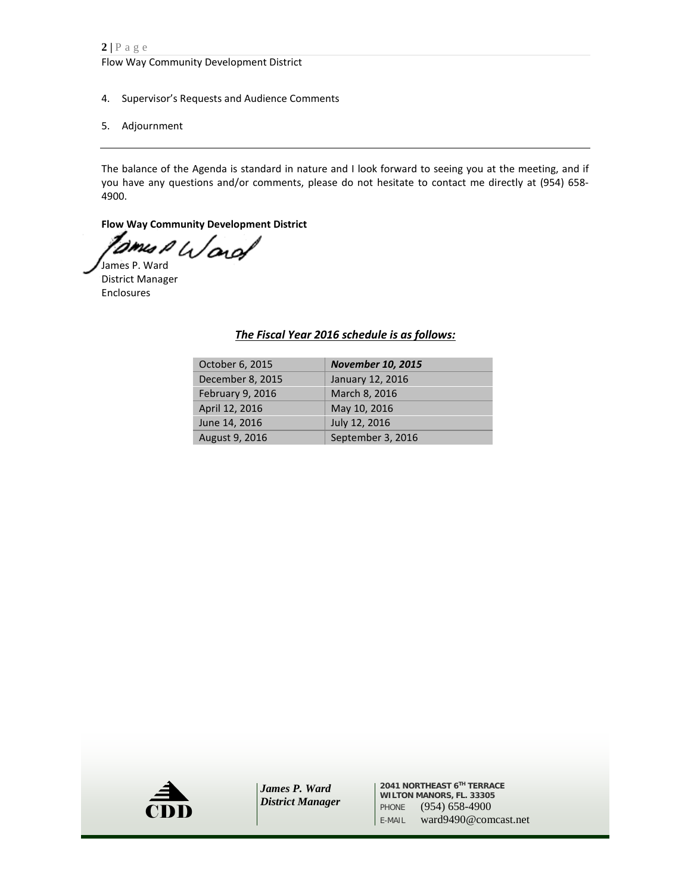4. Supervisor's Requests and Audience Comments

5. Adjournment

---

The balance of the Agenda is standard in nature and I look forward to seeing you at the meeting, and if you have any questions and/or comments, please do not hesitate to contact me directly at (954) 658-4900.

**Flow Way Community Development District**

James P. Ward
District Manager
Enclosures

***The Fiscal Year 2016 schedule is as follows:***

| | |
|---|---|
| October 6, 2015 | ***November 10, 2015*** |
| December 8, 2015 | January 12, 2016 |
| February 9, 2016 | March 8, 2016 |
| April 12, 2016 | May 10, 2016 |
| June 14, 2016 | July 12, 2016 |
| August 9, 2016 | September 3, 2016 |

***James P. Ward***
***District Manager***

**2041 NORTHEAST 6TH TERRACE**
**WILTON MANORS, FL. 33305**
PHONE (954) 658-4900
E-MAIL ward9490@comcast.net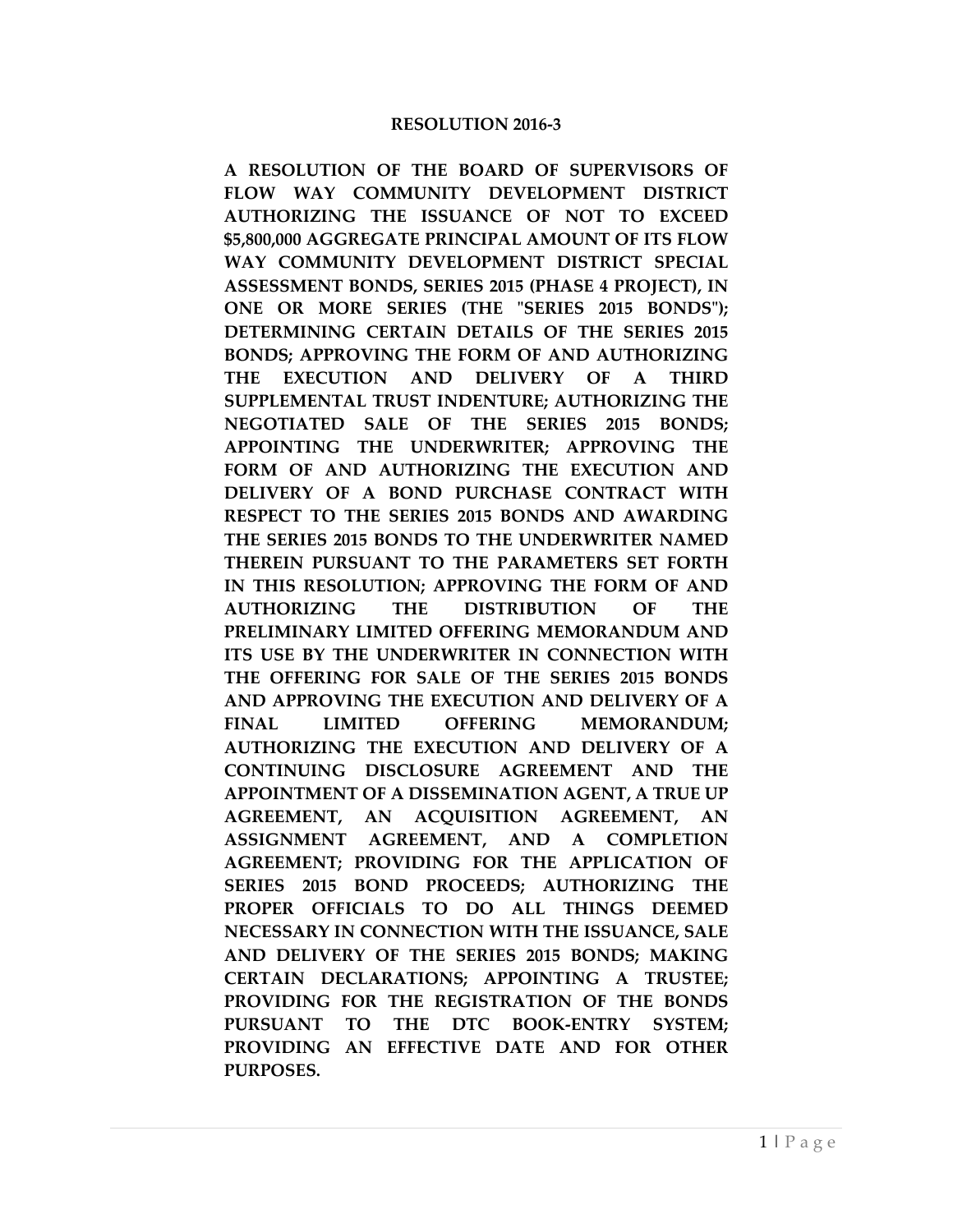# RESOLUTION 2016-3

**A RESOLUTION OF THE BOARD OF SUPERVISORS OF FLOW WAY COMMUNITY DEVELOPMENT DISTRICT AUTHORIZING THE ISSUANCE OF NOT TO EXCEED $5,800,000 AGGREGATE PRINCIPAL AMOUNT OF ITS FLOW WAY COMMUNITY DEVELOPMENT DISTRICT SPECIAL ASSESSMENT BONDS, SERIES 2015 (PHASE 4 PROJECT), IN ONE OR MORE SERIES (THE "SERIES 2015 BONDS"); DETERMINING CERTAIN DETAILS OF THE SERIES 2015 BONDS; APPROVING THE FORM OF AND AUTHORIZING THE EXECUTION AND DELIVERY OF A THIRD SUPPLEMENTAL TRUST INDENTURE; AUTHORIZING THE NEGOTIATED SALE OF THE SERIES 2015 BONDS; APPOINTING THE UNDERWRITER; APPROVING THE FORM OF AND AUTHORIZING THE EXECUTION AND DELIVERY OF A BOND PURCHASE CONTRACT WITH RESPECT TO THE SERIES 2015 BONDS AND AWARDING THE SERIES 2015 BONDS TO THE UNDERWRITER NAMED THEREIN PURSUANT TO THE PARAMETERS SET FORTH IN THIS RESOLUTION; APPROVING THE FORM OF AND AUTHORIZING THE DISTRIBUTION OF THE PRELIMINARY LIMITED OFFERING MEMORANDUM AND ITS USE BY THE UNDERWRITER IN CONNECTION WITH THE OFFERING FOR SALE OF THE SERIES 2015 BONDS AND APPROVING THE EXECUTION AND DELIVERY OF A FINAL LIMITED OFFERING MEMORANDUM; AUTHORIZING THE EXECUTION AND DELIVERY OF A CONTINUING DISCLOSURE AGREEMENT AND THE APPOINTMENT OF A DISSEMINATION AGENT, A TRUE UP AGREEMENT, AN ACQUISITION AGREEMENT, AN ASSIGNMENT AGREEMENT, AND A COMPLETION AGREEMENT; PROVIDING FOR THE APPLICATION OF SERIES 2015 BOND PROCEEDS; AUTHORIZING THE PROPER OFFICIALS TO DO ALL THINGS DEEMED NECESSARY IN CONNECTION WITH THE ISSUANCE, SALE AND DELIVERY OF THE SERIES 2015 BONDS; MAKING CERTAIN DECLARATIONS; APPOINTING A TRUSTEE; PROVIDING FOR THE REGISTRATION OF THE BONDS PURSUANT TO THE DTC BOOK-ENTRY SYSTEM; PROVIDING AN EFFECTIVE DATE AND FOR OTHER PURPOSES.**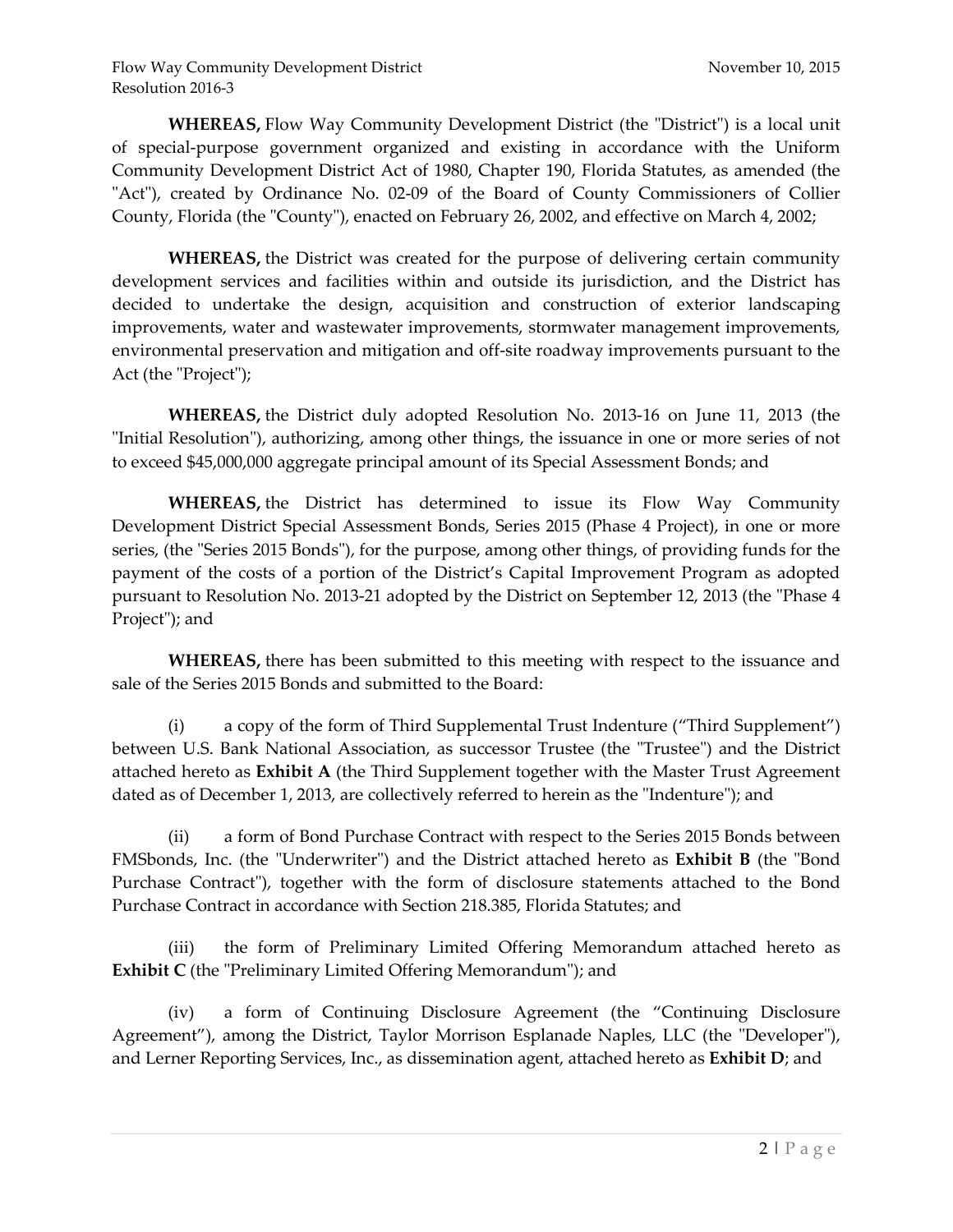**WHEREAS,** Flow Way Community Development District (the "District") is a local unit of special-purpose government organized and existing in accordance with the Uniform Community Development District Act of 1980, Chapter 190, Florida Statutes, as amended (the "Act"), created by Ordinance No. 02-09 of the Board of County Commissioners of Collier County, Florida (the "County"), enacted on February 26, 2002, and effective on March 4, 2002;

**WHEREAS,** the District was created for the purpose of delivering certain community development services and facilities within and outside its jurisdiction, and the District has decided to undertake the design, acquisition and construction of exterior landscaping improvements, water and wastewater improvements, stormwater management improvements, environmental preservation and mitigation and off-site roadway improvements pursuant to the Act (the "Project");

**WHEREAS,** the District duly adopted Resolution No. 2013-16 on June 11, 2013 (the "Initial Resolution"), authorizing, among other things, the issuance in one or more series of not to exceed $45,000,000 aggregate principal amount of its Special Assessment Bonds; and

**WHEREAS,** the District has determined to issue its Flow Way Community Development District Special Assessment Bonds, Series 2015 (Phase 4 Project), in one or more series, (the "Series 2015 Bonds"), for the purpose, among other things, of providing funds for the payment of the costs of a portion of the District's Capital Improvement Program as adopted pursuant to Resolution No. 2013-21 adopted by the District on September 12, 2013 (the "Phase 4 Project"); and

**WHEREAS,** there has been submitted to this meeting with respect to the issuance and sale of the Series 2015 Bonds and submitted to the Board:

(i) a copy of the form of Third Supplemental Trust Indenture ("Third Supplement") between U.S. Bank National Association, as successor Trustee (the "Trustee") and the District attached hereto as **Exhibit A** (the Third Supplement together with the Master Trust Agreement dated as of December 1, 2013, are collectively referred to herein as the "Indenture"); and

(ii) a form of Bond Purchase Contract with respect to the Series 2015 Bonds between FMSbonds, Inc. (the "Underwriter") and the District attached hereto as **Exhibit B** (the "Bond Purchase Contract"), together with the form of disclosure statements attached to the Bond Purchase Contract in accordance with Section 218.385, Florida Statutes; and

(iii) the form of Preliminary Limited Offering Memorandum attached hereto as **Exhibit C** (the "Preliminary Limited Offering Memorandum"); and

(iv) a form of Continuing Disclosure Agreement (the "Continuing Disclosure Agreement"), among the District, Taylor Morrison Esplanade Naples, LLC (the "Developer"), and Lerner Reporting Services, Inc., as dissemination agent, attached hereto as **Exhibit D**; and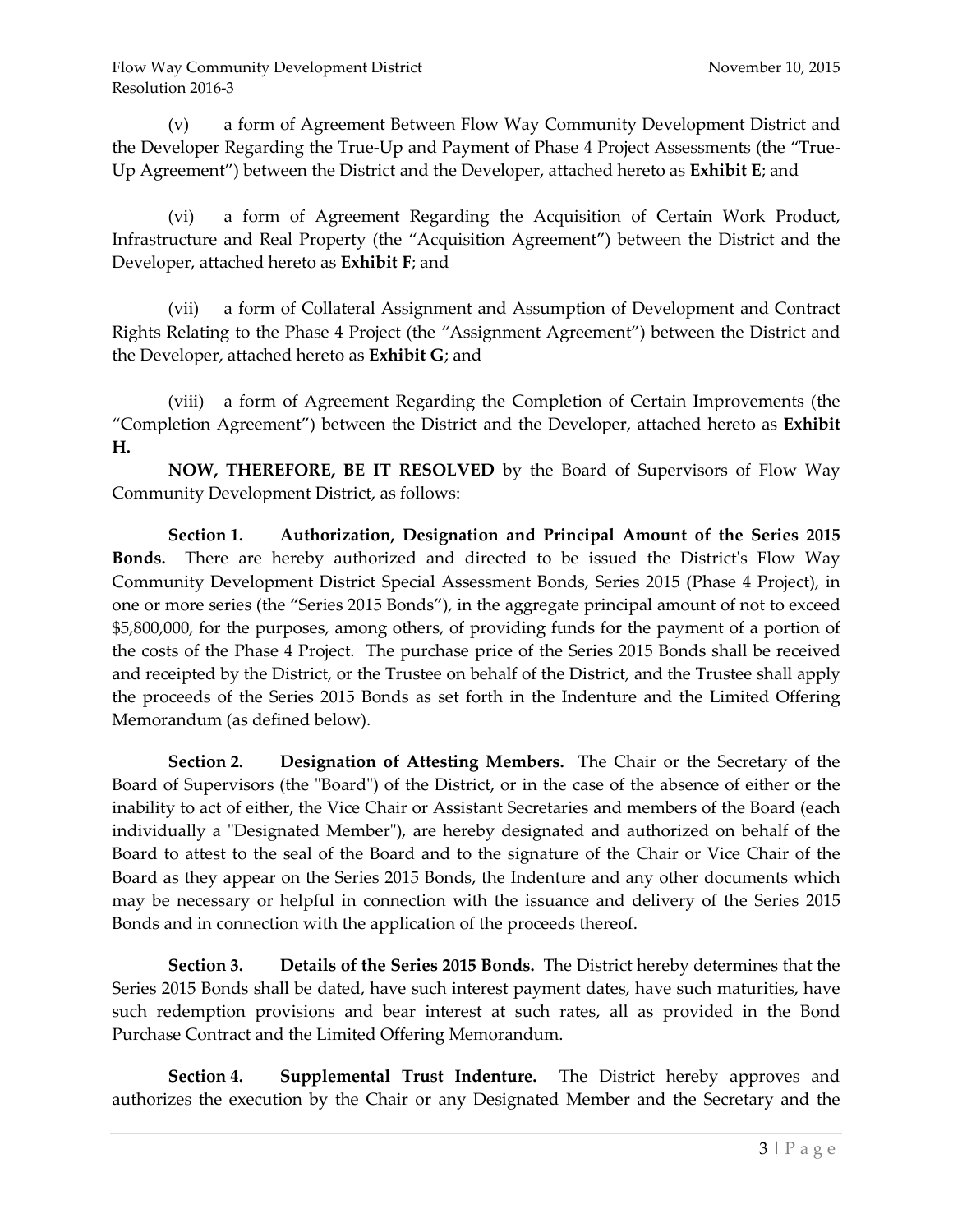(v) a form of Agreement Between Flow Way Community Development District and the Developer Regarding the True-Up and Payment of Phase 4 Project Assessments (the "True-Up Agreement") between the District and the Developer, attached hereto as **Exhibit E**; and

(vi) a form of Agreement Regarding the Acquisition of Certain Work Product, Infrastructure and Real Property (the "Acquisition Agreement") between the District and the Developer, attached hereto as **Exhibit F**; and

(vii) a form of Collateral Assignment and Assumption of Development and Contract Rights Relating to the Phase 4 Project (the "Assignment Agreement") between the District and the Developer, attached hereto as **Exhibit G**; and

(viii) a form of Agreement Regarding the Completion of Certain Improvements (the "Completion Agreement") between the District and the Developer, attached hereto as **Exhibit H.**

**NOW, THEREFORE, BE IT RESOLVED** by the Board of Supervisors of Flow Way Community Development District, as follows:

**Section 1. Authorization, Designation and Principal Amount of the Series 2015 Bonds.** There are hereby authorized and directed to be issued the District's Flow Way Community Development District Special Assessment Bonds, Series 2015 (Phase 4 Project), in one or more series (the "Series 2015 Bonds"), in the aggregate principal amount of not to exceed $5,800,000, for the purposes, among others, of providing funds for the payment of a portion of the costs of the Phase 4 Project. The purchase price of the Series 2015 Bonds shall be received and receipted by the District, or the Trustee on behalf of the District, and the Trustee shall apply the proceeds of the Series 2015 Bonds as set forth in the Indenture and the Limited Offering Memorandum (as defined below).

**Section 2. Designation of Attesting Members.** The Chair or the Secretary of the Board of Supervisors (the "Board") of the District, or in the case of the absence of either or the inability to act of either, the Vice Chair or Assistant Secretaries and members of the Board (each individually a "Designated Member"), are hereby designated and authorized on behalf of the Board to attest to the seal of the Board and to the signature of the Chair or Vice Chair of the Board as they appear on the Series 2015 Bonds, the Indenture and any other documents which may be necessary or helpful in connection with the issuance and delivery of the Series 2015 Bonds and in connection with the application of the proceeds thereof.

**Section 3. Details of the Series 2015 Bonds.** The District hereby determines that the Series 2015 Bonds shall be dated, have such interest payment dates, have such maturities, have such redemption provisions and bear interest at such rates, all as provided in the Bond Purchase Contract and the Limited Offering Memorandum.

**Section 4. Supplemental Trust Indenture.** The District hereby approves and authorizes the execution by the Chair or any Designated Member and the Secretary and the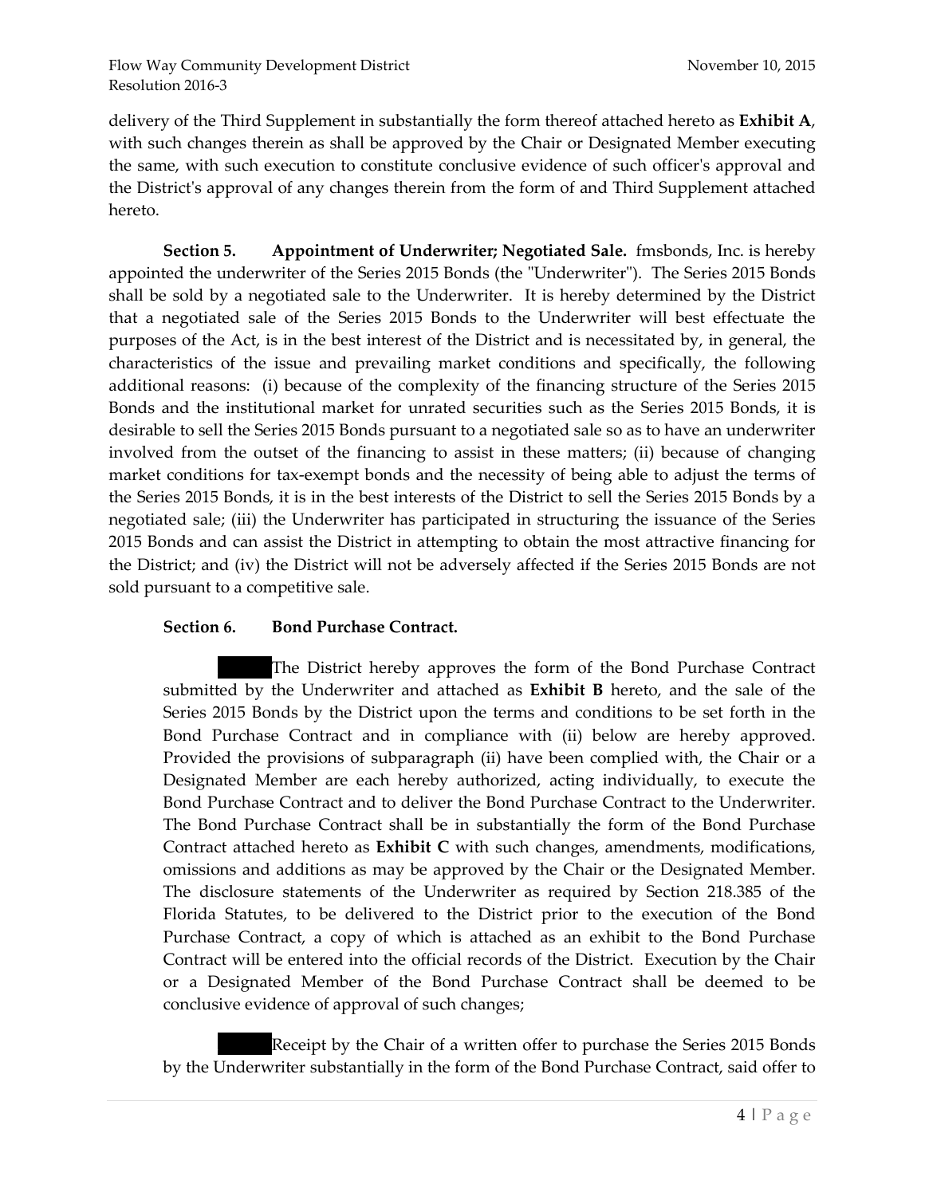delivery of the Third Supplement in substantially the form thereof attached hereto as **Exhibit A**, with such changes therein as shall be approved by the Chair or Designated Member executing the same, with such execution to constitute conclusive evidence of such officer's approval and the District's approval of any changes therein from the form of and Third Supplement attached hereto.

**Section 5. Appointment of Underwriter; Negotiated Sale.** fmsbonds, Inc. is hereby appointed the underwriter of the Series 2015 Bonds (the "Underwriter"). The Series 2015 Bonds shall be sold by a negotiated sale to the Underwriter. It is hereby determined by the District that a negotiated sale of the Series 2015 Bonds to the Underwriter will best effectuate the purposes of the Act, is in the best interest of the District and is necessitated by, in general, the characteristics of the issue and prevailing market conditions and specifically, the following additional reasons: (i) because of the complexity of the financing structure of the Series 2015 Bonds and the institutional market for unrated securities such as the Series 2015 Bonds, it is desirable to sell the Series 2015 Bonds pursuant to a negotiated sale so as to have an underwriter involved from the outset of the financing to assist in these matters; (ii) because of changing market conditions for tax-exempt bonds and the necessity of being able to adjust the terms of the Series 2015 Bonds, it is in the best interests of the District to sell the Series 2015 Bonds by a negotiated sale; (iii) the Underwriter has participated in structuring the issuance of the Series 2015 Bonds and can assist the District in attempting to obtain the most attractive financing for the District; and (iv) the District will not be adversely affected if the Series 2015 Bonds are not sold pursuant to a competitive sale.

**Section 6. Bond Purchase Contract.**

The District hereby approves the form of the Bond Purchase Contract submitted by the Underwriter and attached as **Exhibit B** hereto, and the sale of the Series 2015 Bonds by the District upon the terms and conditions to be set forth in the Bond Purchase Contract and in compliance with (ii) below are hereby approved. Provided the provisions of subparagraph (ii) have been complied with, the Chair or a Designated Member are each hereby authorized, acting individually, to execute the Bond Purchase Contract and to deliver the Bond Purchase Contract to the Underwriter. The Bond Purchase Contract shall be in substantially the form of the Bond Purchase Contract attached hereto as **Exhibit C** with such changes, amendments, modifications, omissions and additions as may be approved by the Chair or the Designated Member. The disclosure statements of the Underwriter as required by Section 218.385 of the Florida Statutes, to be delivered to the District prior to the execution of the Bond Purchase Contract, a copy of which is attached as an exhibit to the Bond Purchase Contract will be entered into the official records of the District. Execution by the Chair or a Designated Member of the Bond Purchase Contract shall be deemed to be conclusive evidence of approval of such changes;

Receipt by the Chair of a written offer to purchase the Series 2015 Bonds by the Underwriter substantially in the form of the Bond Purchase Contract, said offer to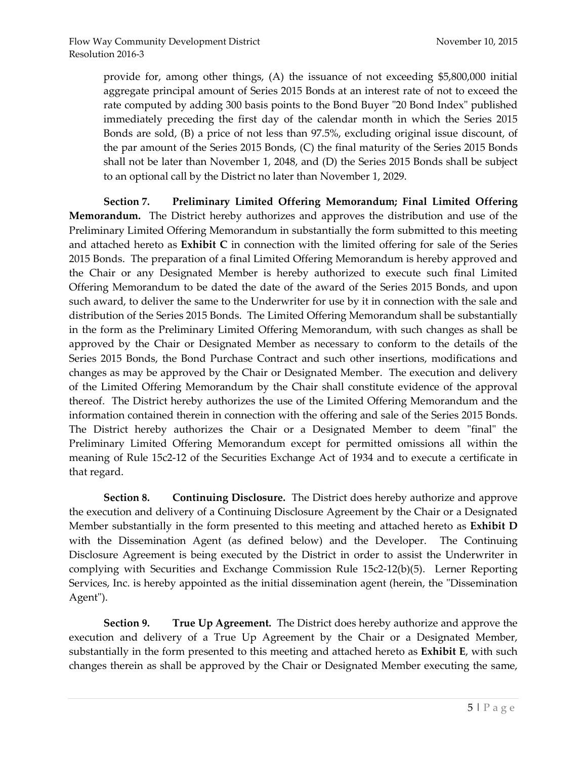provide for, among other things, (A) the issuance of not exceeding $5,800,000 initial aggregate principal amount of Series 2015 Bonds at an interest rate of not to exceed the rate computed by adding 300 basis points to the Bond Buyer "20 Bond Index" published immediately preceding the first day of the calendar month in which the Series 2015 Bonds are sold, (B) a price of not less than 97.5%, excluding original issue discount, of the par amount of the Series 2015 Bonds, (C) the final maturity of the Series 2015 Bonds shall not be later than November 1, 2048, and (D) the Series 2015 Bonds shall be subject to an optional call by the District no later than November 1, 2029.

**Section 7. Preliminary Limited Offering Memorandum; Final Limited Offering Memorandum.** The District hereby authorizes and approves the distribution and use of the Preliminary Limited Offering Memorandum in substantially the form submitted to this meeting and attached hereto as **Exhibit C** in connection with the limited offering for sale of the Series 2015 Bonds. The preparation of a final Limited Offering Memorandum is hereby approved and the Chair or any Designated Member is hereby authorized to execute such final Limited Offering Memorandum to be dated the date of the award of the Series 2015 Bonds, and upon such award, to deliver the same to the Underwriter for use by it in connection with the sale and distribution of the Series 2015 Bonds. The Limited Offering Memorandum shall be substantially in the form as the Preliminary Limited Offering Memorandum, with such changes as shall be approved by the Chair or Designated Member as necessary to conform to the details of the Series 2015 Bonds, the Bond Purchase Contract and such other insertions, modifications and changes as may be approved by the Chair or Designated Member. The execution and delivery of the Limited Offering Memorandum by the Chair shall constitute evidence of the approval thereof. The District hereby authorizes the use of the Limited Offering Memorandum and the information contained therein in connection with the offering and sale of the Series 2015 Bonds. The District hereby authorizes the Chair or a Designated Member to deem "final" the Preliminary Limited Offering Memorandum except for permitted omissions all within the meaning of Rule 15c2-12 of the Securities Exchange Act of 1934 and to execute a certificate in that regard.

**Section 8. Continuing Disclosure.** The District does hereby authorize and approve the execution and delivery of a Continuing Disclosure Agreement by the Chair or a Designated Member substantially in the form presented to this meeting and attached hereto as **Exhibit D** with the Dissemination Agent (as defined below) and the Developer. The Continuing Disclosure Agreement is being executed by the District in order to assist the Underwriter in complying with Securities and Exchange Commission Rule 15c2-12(b)(5). Lerner Reporting Services, Inc. is hereby appointed as the initial dissemination agent (herein, the "Dissemination Agent").

**Section 9. True Up Agreement.** The District does hereby authorize and approve the execution and delivery of a True Up Agreement by the Chair or a Designated Member, substantially in the form presented to this meeting and attached hereto as **Exhibit E**, with such changes therein as shall be approved by the Chair or Designated Member executing the same,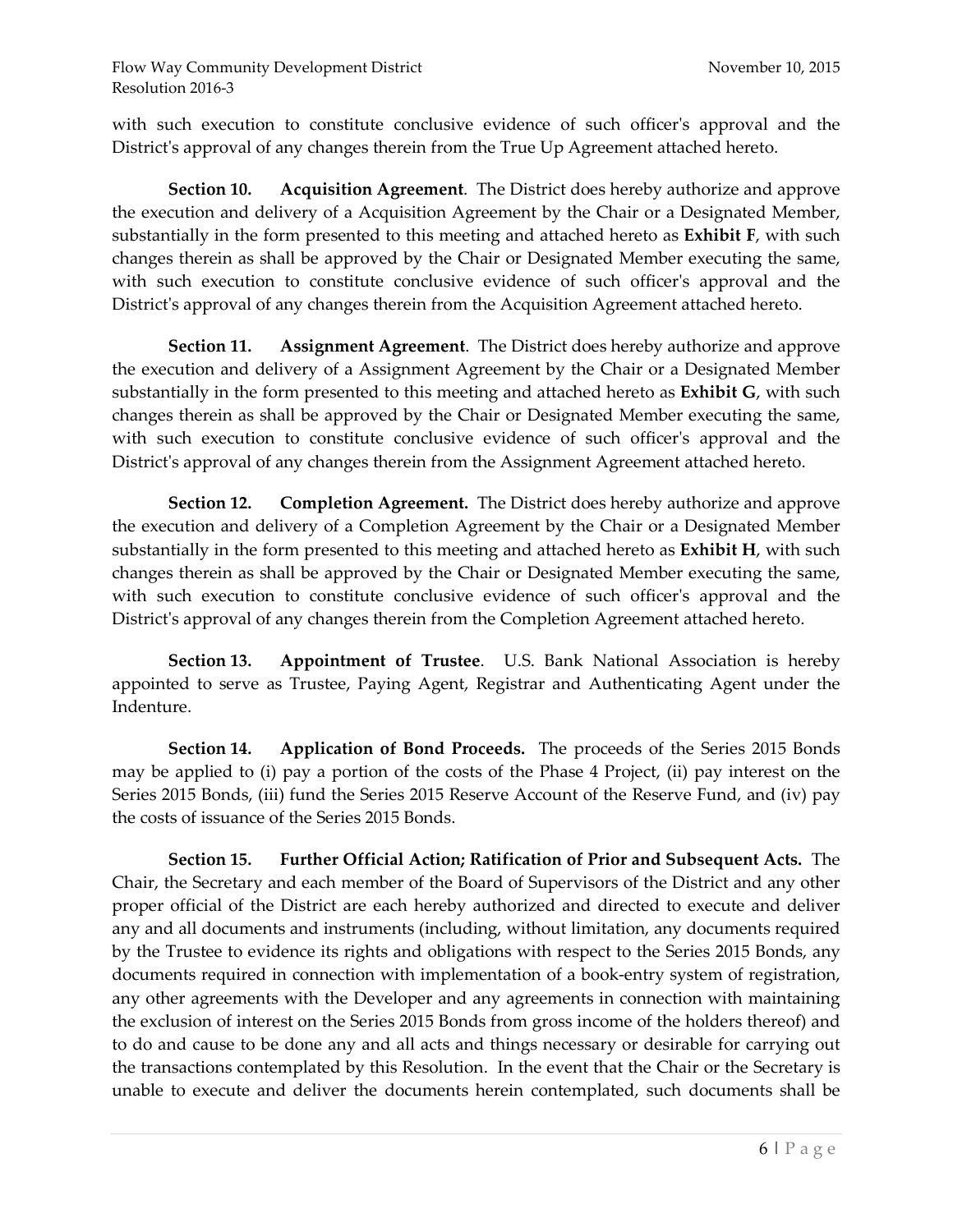with such execution to constitute conclusive evidence of such officer's approval and the District's approval of any changes therein from the True Up Agreement attached hereto.

**Section 10. Acquisition Agreement**. The District does hereby authorize and approve the execution and delivery of a Acquisition Agreement by the Chair or a Designated Member, substantially in the form presented to this meeting and attached hereto as **Exhibit F**, with such changes therein as shall be approved by the Chair or Designated Member executing the same, with such execution to constitute conclusive evidence of such officer's approval and the District's approval of any changes therein from the Acquisition Agreement attached hereto.

**Section 11. Assignment Agreement**. The District does hereby authorize and approve the execution and delivery of a Assignment Agreement by the Chair or a Designated Member substantially in the form presented to this meeting and attached hereto as **Exhibit G**, with such changes therein as shall be approved by the Chair or Designated Member executing the same, with such execution to constitute conclusive evidence of such officer's approval and the District's approval of any changes therein from the Assignment Agreement attached hereto.

**Section 12. Completion Agreement.** The District does hereby authorize and approve the execution and delivery of a Completion Agreement by the Chair or a Designated Member substantially in the form presented to this meeting and attached hereto as **Exhibit H**, with such changes therein as shall be approved by the Chair or Designated Member executing the same, with such execution to constitute conclusive evidence of such officer's approval and the District's approval of any changes therein from the Completion Agreement attached hereto.

**Section 13. Appointment of Trustee**. U.S. Bank National Association is hereby appointed to serve as Trustee, Paying Agent, Registrar and Authenticating Agent under the Indenture.

**Section 14. Application of Bond Proceeds.** The proceeds of the Series 2015 Bonds may be applied to (i) pay a portion of the costs of the Phase 4 Project, (ii) pay interest on the Series 2015 Bonds, (iii) fund the Series 2015 Reserve Account of the Reserve Fund, and (iv) pay the costs of issuance of the Series 2015 Bonds.

**Section 15. Further Official Action; Ratification of Prior and Subsequent Acts.** The Chair, the Secretary and each member of the Board of Supervisors of the District and any other proper official of the District are each hereby authorized and directed to execute and deliver any and all documents and instruments (including, without limitation, any documents required by the Trustee to evidence its rights and obligations with respect to the Series 2015 Bonds, any documents required in connection with implementation of a book-entry system of registration, any other agreements with the Developer and any agreements in connection with maintaining the exclusion of interest on the Series 2015 Bonds from gross income of the holders thereof) and to do and cause to be done any and all acts and things necessary or desirable for carrying out the transactions contemplated by this Resolution. In the event that the Chair or the Secretary is unable to execute and deliver the documents herein contemplated, such documents shall be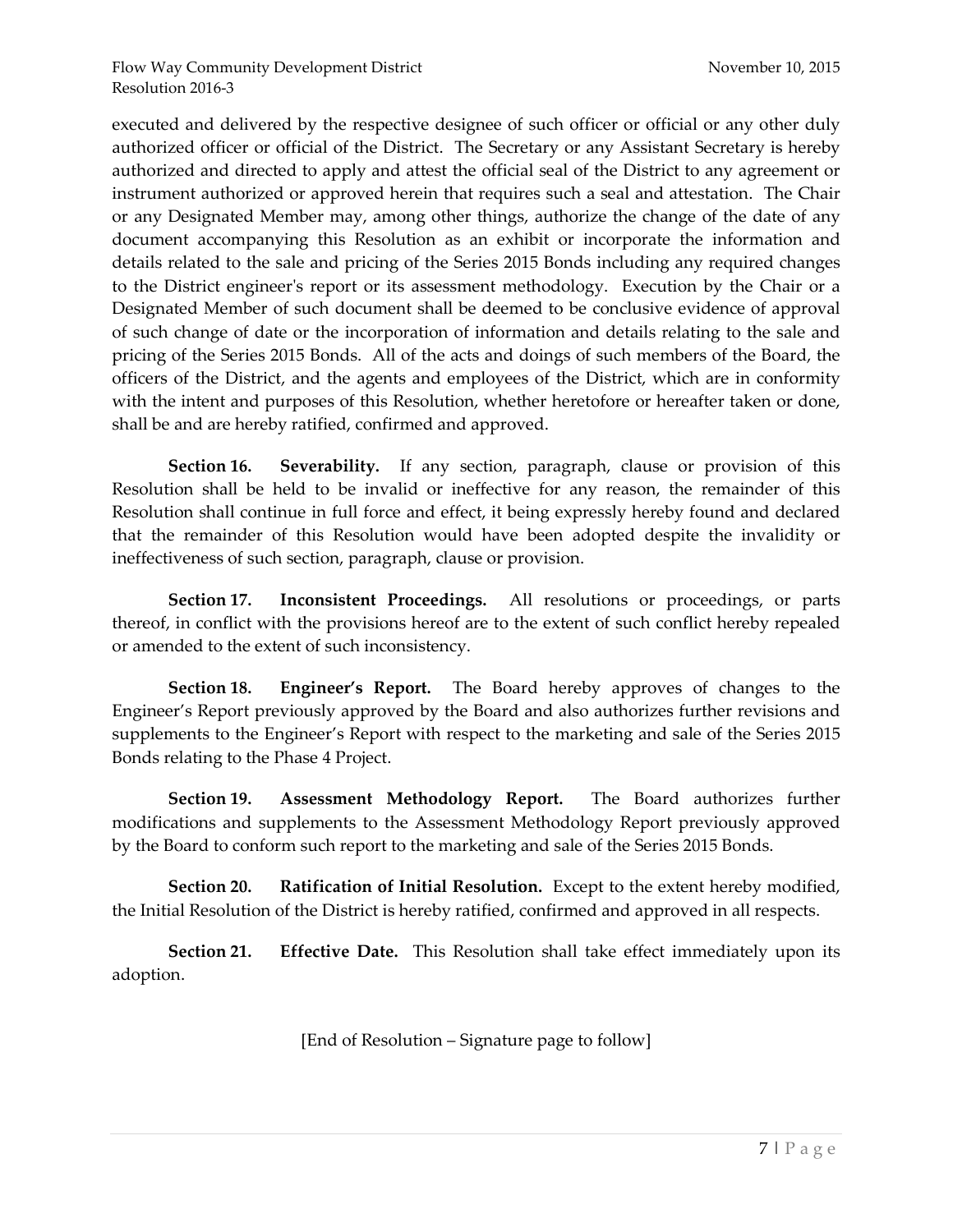executed and delivered by the respective designee of such officer or official or any other duly authorized officer or official of the District. The Secretary or any Assistant Secretary is hereby authorized and directed to apply and attest the official seal of the District to any agreement or instrument authorized or approved herein that requires such a seal and attestation. The Chair or any Designated Member may, among other things, authorize the change of the date of any document accompanying this Resolution as an exhibit or incorporate the information and details related to the sale and pricing of the Series 2015 Bonds including any required changes to the District engineer's report or its assessment methodology. Execution by the Chair or a Designated Member of such document shall be deemed to be conclusive evidence of approval of such change of date or the incorporation of information and details relating to the sale and pricing of the Series 2015 Bonds. All of the acts and doings of such members of the Board, the officers of the District, and the agents and employees of the District, which are in conformity with the intent and purposes of this Resolution, whether heretofore or hereafter taken or done, shall be and are hereby ratified, confirmed and approved.

**Section 16. Severability.** If any section, paragraph, clause or provision of this Resolution shall be held to be invalid or ineffective for any reason, the remainder of this Resolution shall continue in full force and effect, it being expressly hereby found and declared that the remainder of this Resolution would have been adopted despite the invalidity or ineffectiveness of such section, paragraph, clause or provision.

**Section 17. Inconsistent Proceedings.** All resolutions or proceedings, or parts thereof, in conflict with the provisions hereof are to the extent of such conflict hereby repealed or amended to the extent of such inconsistency.

**Section 18. Engineer's Report.** The Board hereby approves of changes to the Engineer's Report previously approved by the Board and also authorizes further revisions and supplements to the Engineer's Report with respect to the marketing and sale of the Series 2015 Bonds relating to the Phase 4 Project.

**Section 19. Assessment Methodology Report.** The Board authorizes further modifications and supplements to the Assessment Methodology Report previously approved by the Board to conform such report to the marketing and sale of the Series 2015 Bonds.

**Section 20. Ratification of Initial Resolution.** Except to the extent hereby modified, the Initial Resolution of the District is hereby ratified, confirmed and approved in all respects.

**Section 21. Effective Date.** This Resolution shall take effect immediately upon its adoption.

[End of Resolution – Signature page to follow]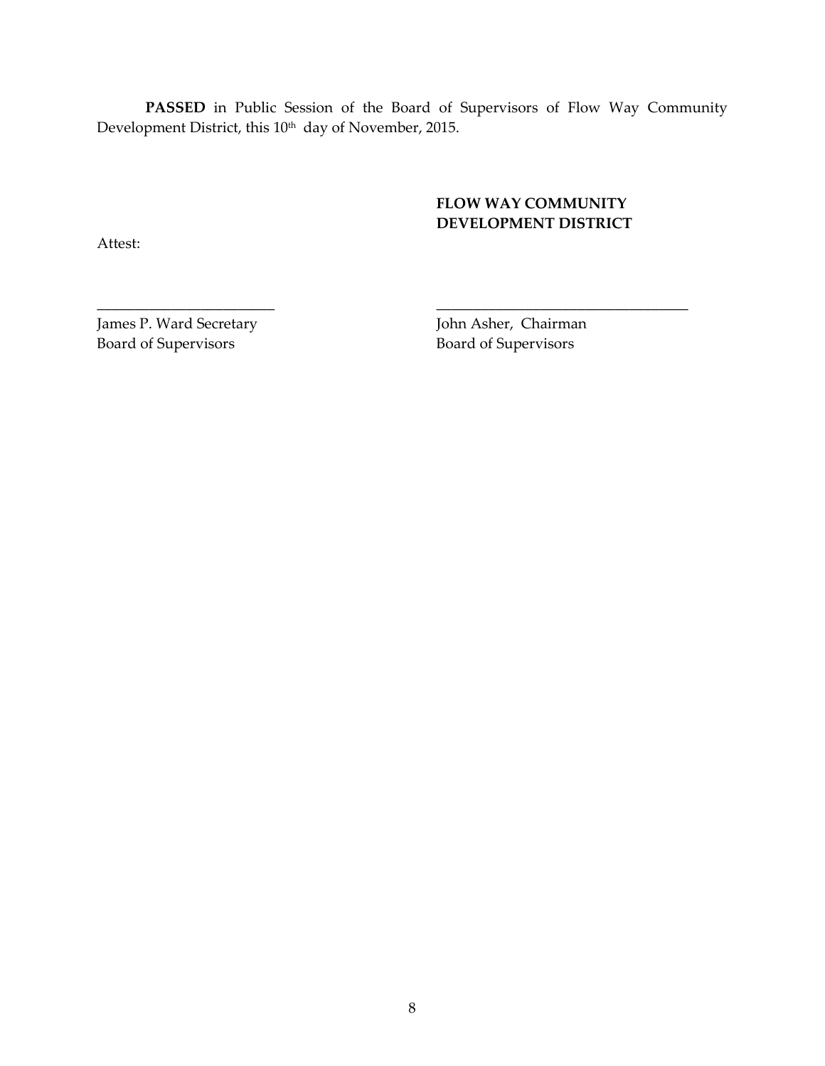**PASSED** in Public Session of the Board of Supervisors of Flow Way Community Development District, this 10th day of November, 2015.

**FLOW WAY COMMUNITY DEVELOPMENT DISTRICT**

Attest:

\_\_\_\_\_\_\_\_\_\_\_\_\_\_\_\_\_\_\_\_\_\_\_\_\_\_ \_\_\_\_\_\_\_\_\_\_\_\_\_\_\_\_\_\_\_\_\_\_\_\_\_\_\_\_\_\_\_\_\_\_\_\_\_\_

James P. Ward Secretary
Board of Supervisors

John Asher, Chairman
Board of Supervisors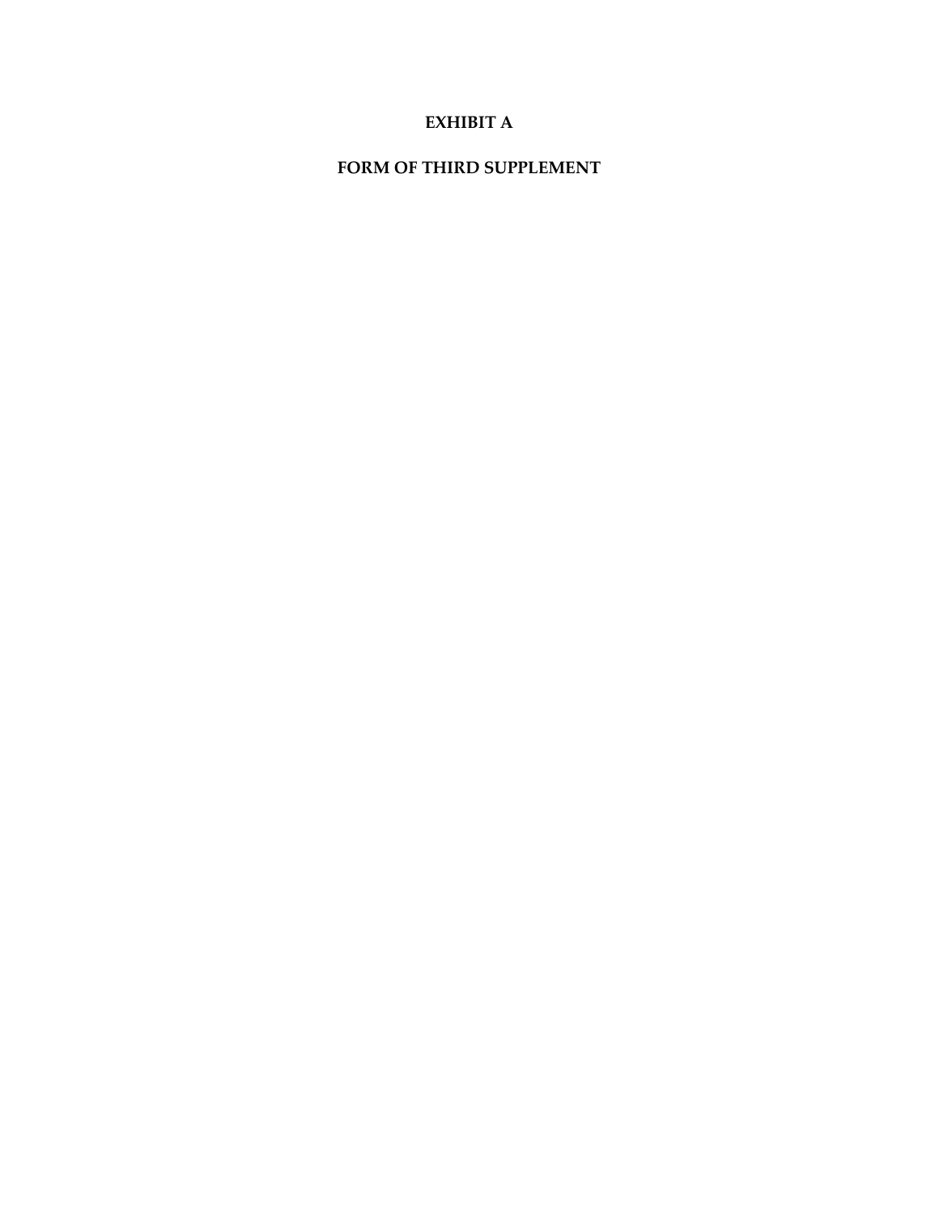# EXHIBIT A

# FORM OF THIRD SUPPLEMENT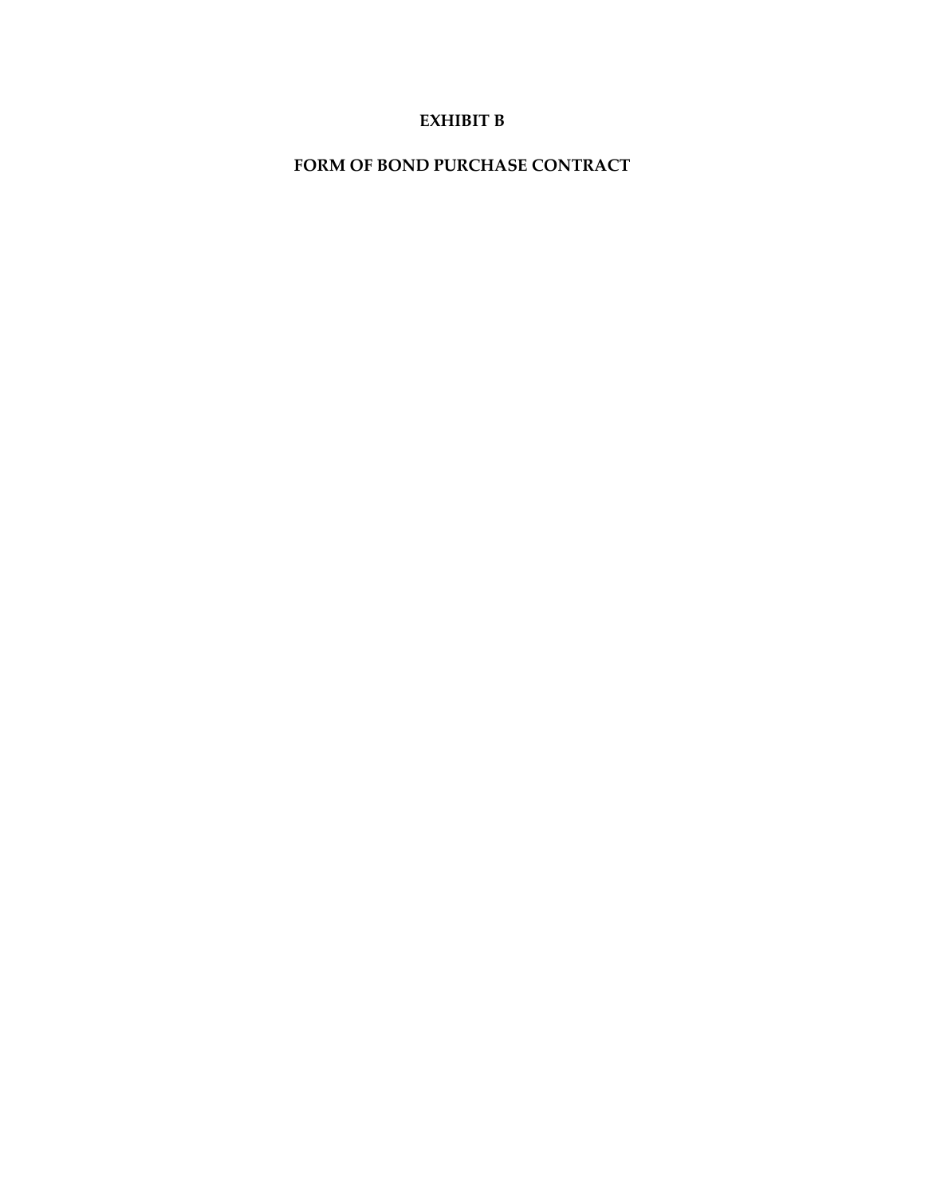# EXHIBIT B

# FORM OF BOND PURCHASE CONTRACT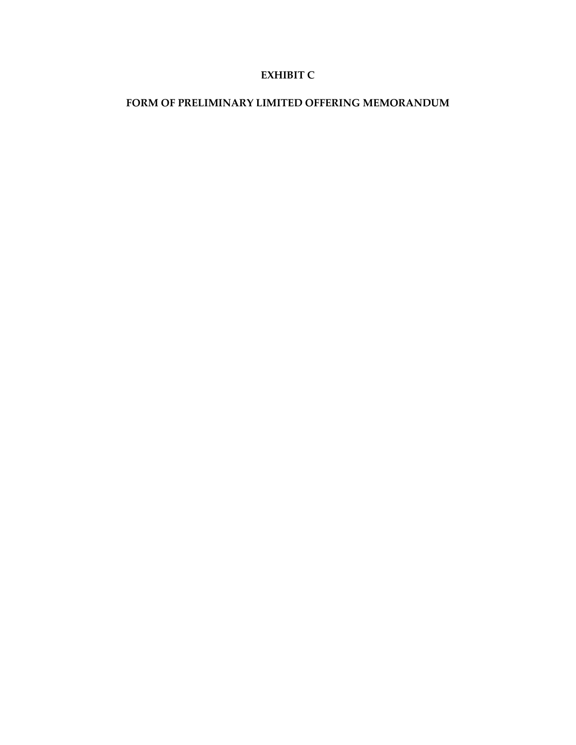# EXHIBIT C

## FORM OF PRELIMINARY LIMITED OFFERING MEMORANDUM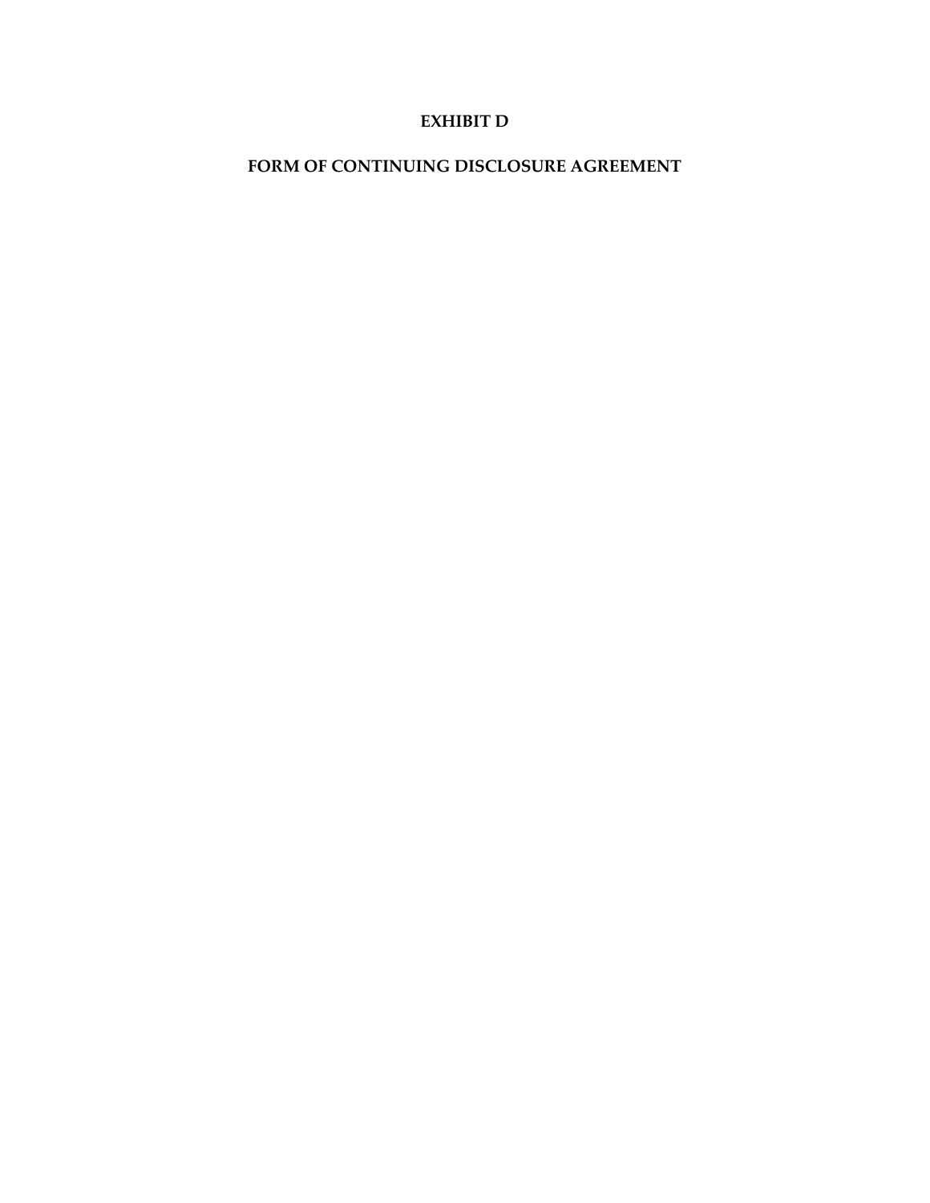# EXHIBIT D

# FORM OF CONTINUING DISCLOSURE AGREEMENT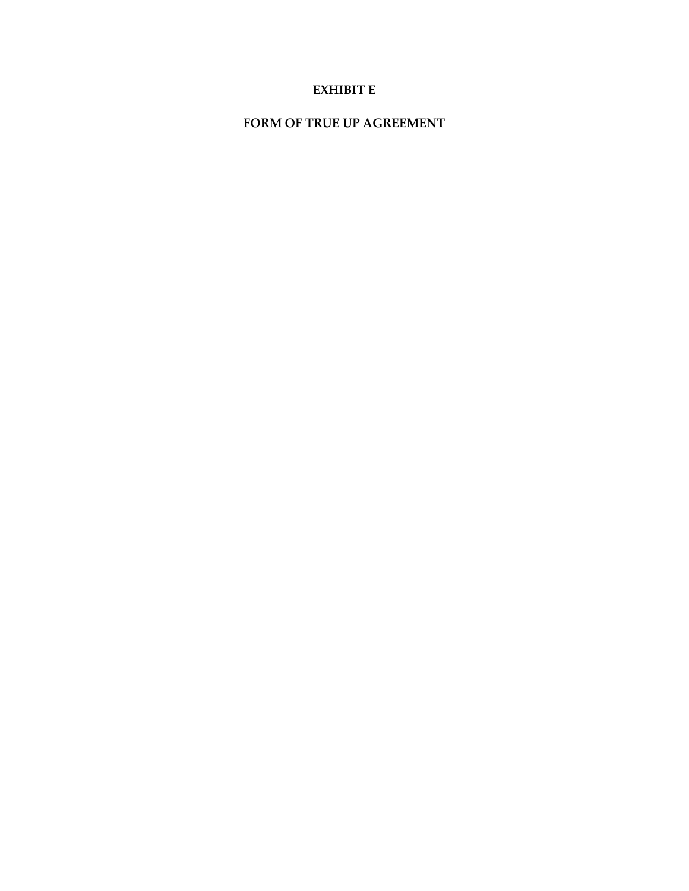# EXHIBIT E

# FORM OF TRUE UP AGREEMENT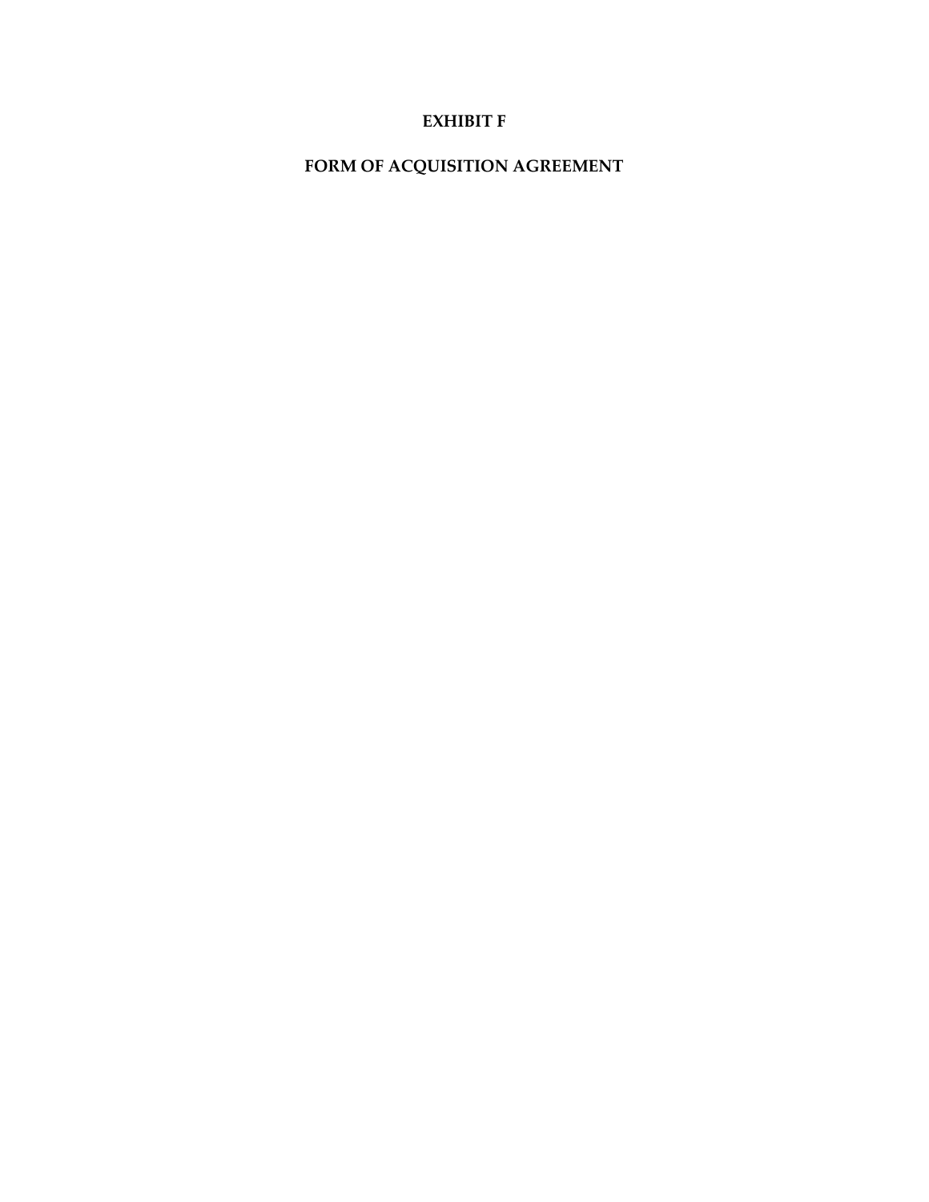# EXHIBIT F

## FORM OF ACQUISITION AGREEMENT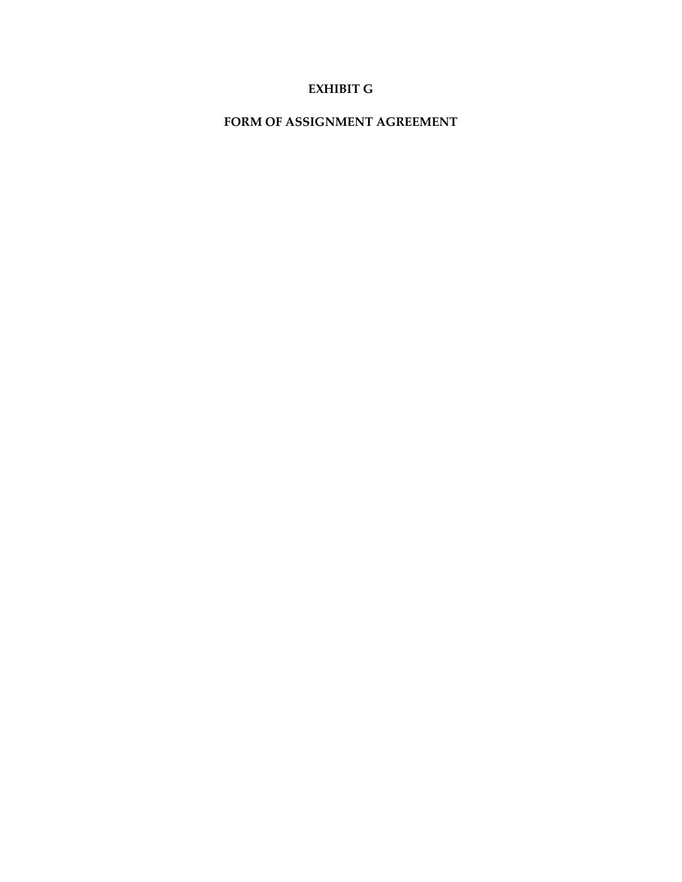# EXHIBIT G

# FORM OF ASSIGNMENT AGREEMENT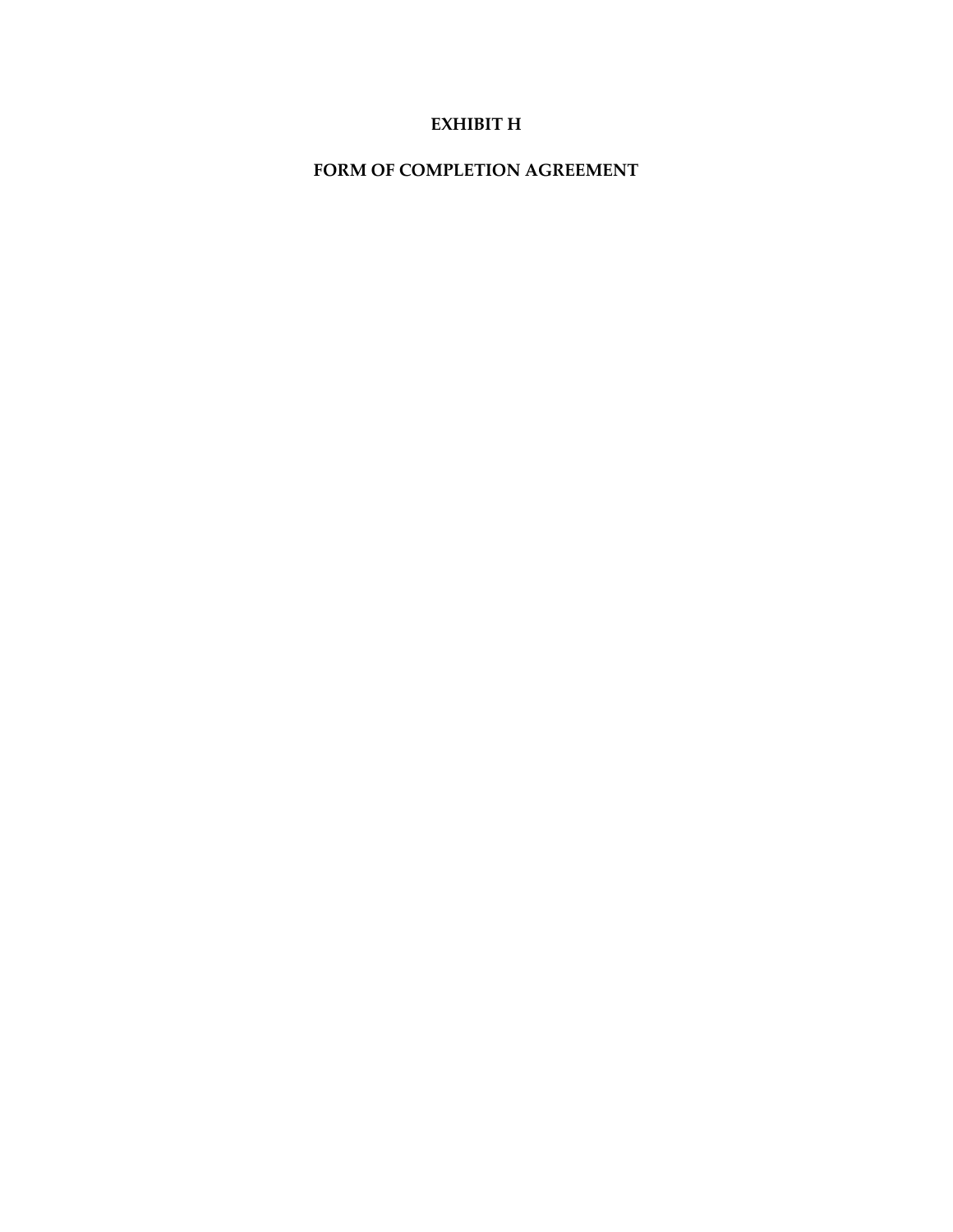**EXHIBIT H**

**FORM OF COMPLETION AGREEMENT**